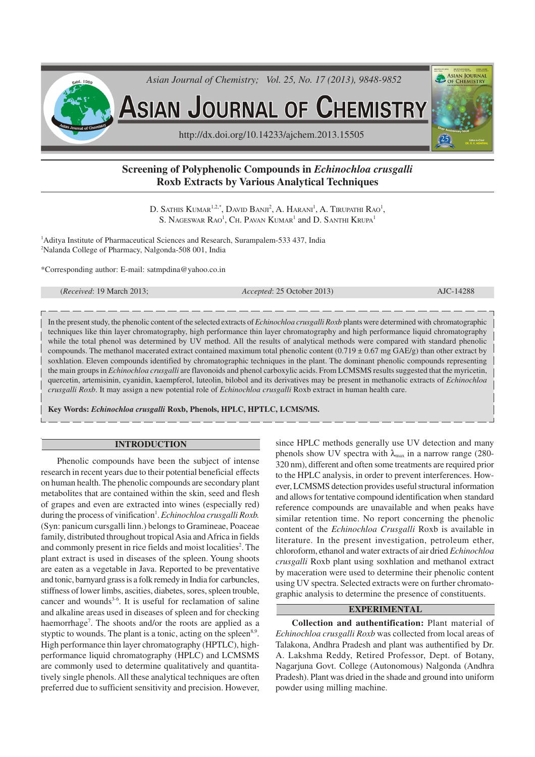# Screening of Polyphenolic Compounds in *Echinochloa crusgalli* Roxb Extracts by Various Analytical Techniques

D. Sathis Kumar[1,2,*], David Banji[2], A. Harani[1], A. Tirupathi Rao[1], S. Nageswar Rao[1], Ch. Pavan Kumar[1] and D. Santhi Krupa[1]

[1]Aditya Institute of Pharmaceutical Sciences and Research, Surampalem-533 437, India
[2]Nalanda College of Pharmacy, Nalgonda-508 001, India

*Corresponding author: E-mail: satmpdina@yahoo.co.in

(*Received*: 19 March 2013; *Accepted*: 25 October 2013) AJC-14288

In the present study, the phenolic content of the selected extracts of *Echinochloa crusgalli Roxb* plants were determined with chromatographic techniques like thin layer chromatography, high performance thin layer chromatography and high performance liquid chromatography while the total phenol was determined by UV method. All the results of analytical methods were compared with standard phenolic compounds. The methanol macerated extract contained maximum total phenolic content (0.719 ± 0.67 mg GAE/g) than other extract by soxhlation. Eleven compounds identified by chromatographic techniques in the plant. The dominant phenolic compounds representing the main groups in *Echinochloa crusgalli* are flavonoids and phenol carboxylic acids. From LCMSMS results suggested that the myricetin, quercetin, artemisinin, cyanidin, kaempferol, luteolin, bilobol and its derivatives may be present in methanolic extracts of *Echinochloa crusgalli Roxb*. It may assign a new potential role of *Echinochloa crusgalli* Roxb extract in human health care.

**Key Words:** ***Echinochloa crusgalli*** **Roxb, Phenols, HPLC, HPTLC, LCMS/MS.**

## INTRODUCTION

Phenolic compounds have been the subject of intense research in recent years due to their potential beneficial effects on human health. The phenolic compounds are secondary plant metabolites that are contained within the skin, seed and flesh of grapes and even are extracted into wines (especially red) during the process of vinification[1]. *Echinochloa crusgalli Roxb.* (Syn: panicum cursgalli linn.) belongs to Gramineae, Poaceae family, distributed throughout tropical Asia and Africa in fields and commonly present in rice fields and moist localities[2]. The plant extract is used in diseases of the spleen. Young shoots are eaten as a vegetable in Java. Reported to be preventative and tonic, barnyard grass is a folk remedy in India for carbuncles, stiffness of lower limbs, ascities, diabetes, sores, spleen trouble, cancer and wounds[3-6]. It is useful for reclamation of saline and alkaline areas used in diseases of spleen and for checking haemorrhage[7]. The shoots and/or the roots are applied as a styptic to wounds. The plant is a tonic, acting on the spleen[8,9]. High performance thin layer chromatography (HPTLC), high-performance liquid chromatography (HPLC) and LCMSMS are commonly used to determine qualitatively and quantitatively single phenols. All these analytical techniques are often preferred due to sufficient sensitivity and precision. However, since HPLC methods generally use UV detection and many phenols show UV spectra with $\lambda_{max}$ in a narrow range (280-320 nm), different and often some treatments are required prior to the HPLC analysis, in order to prevent interferences. However, LCMSMS detection provides useful structural information and allows for tentative compound identification when standard reference compounds are unavailable and when peaks have similar retention time. No report concerning the phenolic content of the *Echinochloa Crusgalli* Roxb is available in literature. In the present investigation, petroleum ether, chloroform, ethanol and water extracts of air dried *Echinochloa crusgalli* Roxb plant using soxhlation and methanol extract by maceration were used to determine their phenolic content using UV spectra. Selected extracts were on further chromatographic analysis to determine the presence of constituents.

## EXPERIMENTAL

**Collection and authentification:** Plant material of *Echinochloa crusgalli Roxb* was collected from local areas of Talakona, Andhra Pradesh and plant was authentified by Dr. A. Lakshma Reddy, Retired Professor, Dept. of Botany, Nagarjuna Govt. College (Autonomous) Nalgonda (Andhra Pradesh). Plant was dried in the shade and ground into uniform powder using milling machine.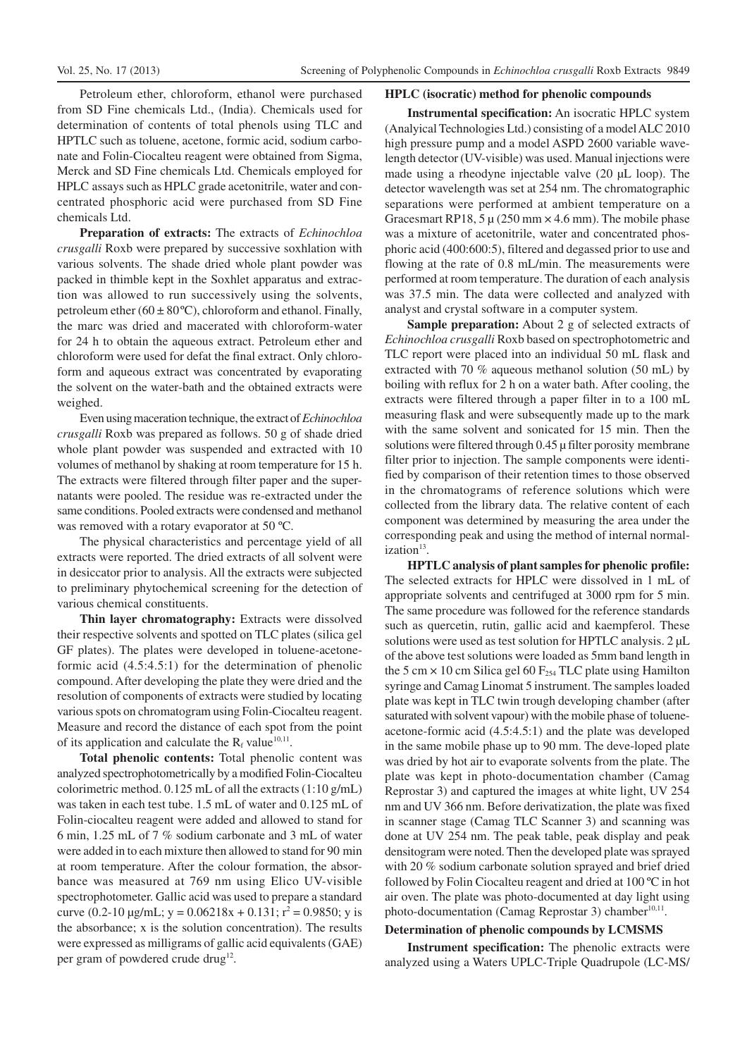Petroleum ether, chloroform, ethanol were purchased from SD Fine chemicals Ltd., (India). Chemicals used for determination of contents of total phenols using TLC and HPTLC such as toluene, acetone, formic acid, sodium carbonate and Folin-Ciocalteu reagent were obtained from Sigma, Merck and SD Fine chemicals Ltd. Chemicals employed for HPLC assays such as HPLC grade acetonitrile, water and concentrated phosphoric acid were purchased from SD Fine chemicals Ltd.

**Preparation of extracts:** The extracts of *Echinochloa crusgalli* Roxb were prepared by successive soxhlation with various solvents. The shade dried whole plant powder was packed in thimble kept in the Soxhlet apparatus and extraction was allowed to run successively using the solvents, petroleum ether (60 ± 80 ºC), chloroform and ethanol. Finally, the marc was dried and macerated with chloroform-water for 24 h to obtain the aqueous extract. Petroleum ether and chloroform were used for defat the final extract. Only chloroform and aqueous extract was concentrated by evaporating the solvent on the water-bath and the obtained extracts were weighed.

Even using maceration technique, the extract of *Echinochloa crusgalli* Roxb was prepared as follows. 50 g of shade dried whole plant powder was suspended and extracted with 10 volumes of methanol by shaking at room temperature for 15 h. The extracts were filtered through filter paper and the supernatants were pooled. The residue was re-extracted under the same conditions. Pooled extracts were condensed and methanol was removed with a rotary evaporator at 50 ºC.

The physical characteristics and percentage yield of all extracts were reported. The dried extracts of all solvent were in desiccator prior to analysis. All the extracts were subjected to preliminary phytochemical screening for the detection of various chemical constituents.

**Thin layer chromatography:** Extracts were dissolved their respective solvents and spotted on TLC plates (silica gel GF plates). The plates were developed in toluene-acetone-formic acid (4.5:4.5:1) for the determination of phenolic compound. After developing the plate they were dried and the resolution of components of extracts were studied by locating various spots on chromatogram using Folin-Ciocalteu reagent. Measure and record the distance of each spot from the point of its application and calculate the $R_f$ value[10,11].

**Total phenolic contents:** Total phenolic content was analyzed spectrophotometrically by a modified Folin-Ciocalteu colorimetric method. 0.125 mL of all the extracts (1:10 g/mL) was taken in each test tube. 1.5 mL of water and 0.125 mL of Folin-ciocalteu reagent were added and allowed to stand for 6 min, 1.25 mL of 7 % sodium carbonate and 3 mL of water were added in to each mixture then allowed to stand for 90 min at room temperature. After the colour formation, the absorbance was measured at 769 nm using Elico UV-visible spectrophotometer. Gallic acid was used to prepare a standard curve (0.2-10 µg/mL; $y = 0.06218x + 0.131$; $r^2 = 0.9850$; y is the absorbance; x is the solution concentration). The results were expressed as milligrams of gallic acid equivalents (GAE) per gram of powdered crude drug[12].

**HPLC (isocratic) method for phenolic compounds**

**Instrumental specification:** An isocratic HPLC system (Analyical Technologies Ltd.) consisting of a model ALC 2010 high pressure pump and a model ASPD 2600 variable wavelength detector (UV-visible) was used. Manual injections were made using a rheodyne injectable valve (20 µL loop). The detector wavelength was set at 254 nm. The chromatographic separations were performed at ambient temperature on a Gracesmart RP18, 5 µ (250 mm × 4.6 mm). The mobile phase was a mixture of acetonitrile, water and concentrated phosphoric acid (400:600:5), filtered and degassed prior to use and flowing at the rate of 0.8 mL/min. The measurements were performed at room temperature. The duration of each analysis was 37.5 min. The data were collected and analyzed with analyst and crystal software in a computer system.

**Sample preparation:** About 2 g of selected extracts of *Echinochloa crusgalli* Roxb based on spectrophotometric and TLC report were placed into an individual 50 mL flask and extracted with 70 % aqueous methanol solution (50 mL) by boiling with reflux for 2 h on a water bath. After cooling, the extracts were filtered through a paper filter in to a 100 mL measuring flask and were subsequently made up to the mark with the same solvent and sonicated for 15 min. Then the solutions were filtered through 0.45 µ filter porosity membrane filter prior to injection. The sample components were identified by comparison of their retention times to those observed in the chromatograms of reference solutions which were collected from the library data. The relative content of each component was determined by measuring the area under the corresponding peak and using the method of internal normalization[13].

**HPTLC analysis of plant samples for phenolic profile:** The selected extracts for HPLC were dissolved in 1 mL of appropriate solvents and centrifuged at 3000 rpm for 5 min. The same procedure was followed for the reference standards such as quercetin, rutin, gallic acid and kaempferol. These solutions were used as test solution for HPTLC analysis. 2 µL of the above test solutions were loaded as 5mm band length in the 5 cm × 10 cm Silica gel 60 $F_{254}$ TLC plate using Hamilton syringe and Camag Linomat 5 instrument. The samples loaded plate was kept in TLC twin trough developing chamber (after saturated with solvent vapour) with the mobile phase of toluene-acetone-formic acid (4.5:4.5:1) and the plate was developed in the same mobile phase up to 90 mm. The deve-loped plate was dried by hot air to evaporate solvents from the plate. The plate was kept in photo-documentation chamber (Camag Reprostar 3) and captured the images at white light, UV 254 nm and UV 366 nm. Before derivatization, the plate was fixed in scanner stage (Camag TLC Scanner 3) and scanning was done at UV 254 nm. The peak table, peak display and peak densitogram were noted. Then the developed plate was sprayed with 20 % sodium carbonate solution sprayed and brief dried followed by Folin Ciocalteu reagent and dried at 100 ºC in hot air oven. The plate was photo-documented at day light using photo-documentation (Camag Reprostar 3) chamber[10,11].

**Determination of phenolic compounds by LCMSMS**

**Instrument specification:** The phenolic extracts were analyzed using a Waters UPLC-Triple Quadrupole (LC-MS/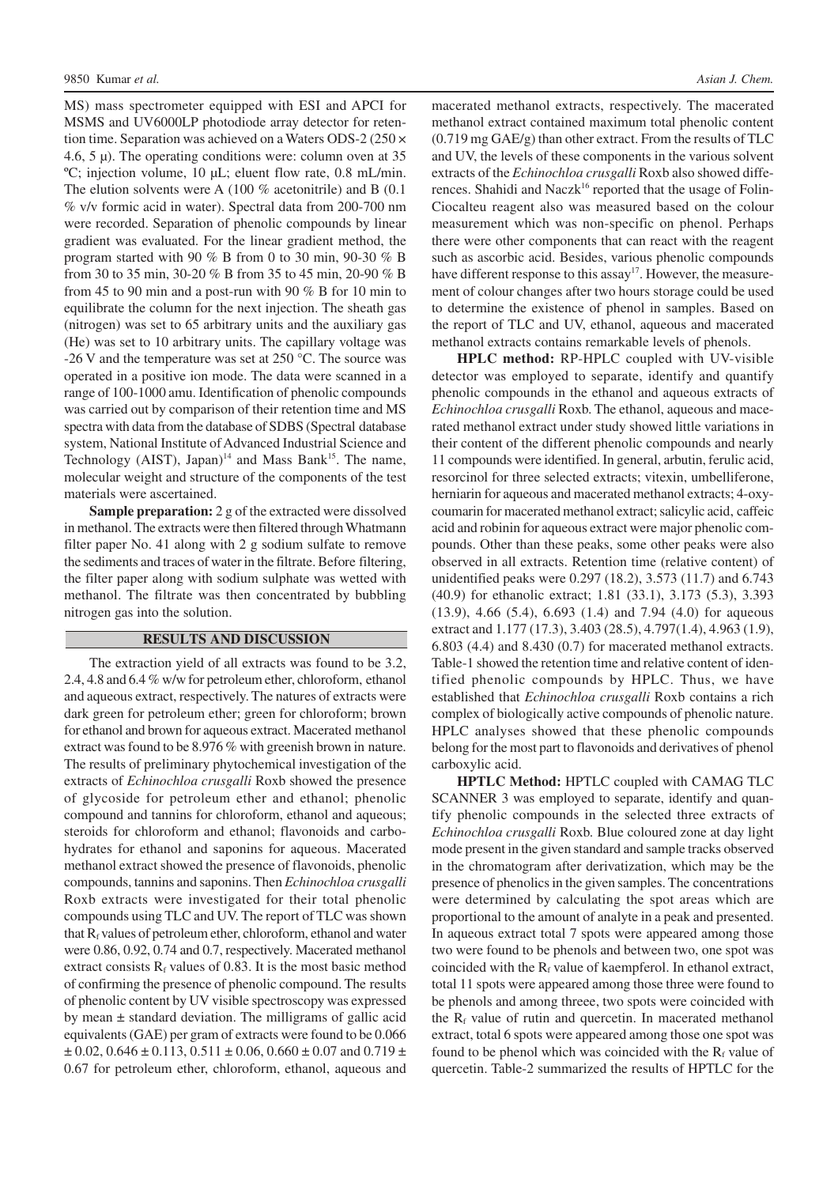MS) mass spectrometer equipped with ESI and APCI for MSMS and UV6000LP photodiode array detector for retention time. Separation was achieved on a Waters ODS-2 (250 × 4.6, 5 μ). The operating conditions were: column oven at 35 ºC; injection volume, 10 μL; eluent flow rate, 0.8 mL/min. The elution solvents were A (100 % acetonitrile) and B (0.1 % v/v formic acid in water). Spectral data from 200-700 nm were recorded. Separation of phenolic compounds by linear gradient was evaluated. For the linear gradient method, the program started with 90 % B from 0 to 30 min, 90-30 % B from 30 to 35 min, 30-20 % B from 35 to 45 min, 20-90 % B from 45 to 90 min and a post-run with 90 % B for 10 min to equilibrate the column for the next injection. The sheath gas (nitrogen) was set to 65 arbitrary units and the auxiliary gas (He) was set to 10 arbitrary units. The capillary voltage was -26 V and the temperature was set at 250 °C. The source was operated in a positive ion mode. The data were scanned in a range of 100-1000 amu. Identification of phenolic compounds was carried out by comparison of their retention time and MS spectra with data from the database of SDBS (Spectral database system, National Institute of Advanced Industrial Science and Technology (AIST), Japan)[14] and Mass Bank[15]. The name, molecular weight and structure of the components of the test materials were ascertained.

**Sample preparation:** 2 g of the extracted were dissolved in methanol. The extracts were then filtered through Whatmann filter paper No. 41 along with 2 g sodium sulfate to remove the sediments and traces of water in the filtrate. Before filtering, the filter paper along with sodium sulphate was wetted with methanol. The filtrate was then concentrated by bubbling nitrogen gas into the solution.

## RESULTS AND DISCUSSION

The extraction yield of all extracts was found to be 3.2, 2.4, 4.8 and 6.4 % w/w for petroleum ether, chloroform, ethanol and aqueous extract, respectively. The natures of extracts were dark green for petroleum ether; green for chloroform; brown for ethanol and brown for aqueous extract. Macerated methanol extract was found to be 8.976 % with greenish brown in nature. The results of preliminary phytochemical investigation of the extracts of *Echinochloa crusgalli* Roxb showed the presence of glycoside for petroleum ether and ethanol; phenolic compound and tannins for chloroform, ethanol and aqueous; steroids for chloroform and ethanol; flavonoids and carbohydrates for ethanol and saponins for aqueous. Macerated methanol extract showed the presence of flavonoids, phenolic compounds, tannins and saponins. Then *Echinochloa crusgalli* Roxb extracts were investigated for their total phenolic compounds using TLC and UV. The report of TLC was shown that $R_f$ values of petroleum ether, chloroform, ethanol and water were 0.86, 0.92, 0.74 and 0.7, respectively. Macerated methanol extract consists $R_f$ values of 0.83. It is the most basic method of confirming the presence of phenolic compound. The results of phenolic content by UV visible spectroscopy was expressed by mean ± standard deviation. The milligrams of gallic acid equivalents (GAE) per gram of extracts were found to be 0.066 ± 0.02, 0.646 ± 0.113, 0.511 ± 0.06, 0.660 ± 0.07 and 0.719 ± 0.67 for petroleum ether, chloroform, ethanol, aqueous and macerated methanol extracts, respectively. The macerated methanol extract contained maximum total phenolic content (0.719 mg GAE/g) than other extract. From the results of TLC and UV, the levels of these components in the various solvent extracts of the *Echinochloa crusgalli* Roxb also showed differences. Shahidi and Naczk[16] reported that the usage of Folin-Ciocalteu reagent also was measured based on the colour measurement which was non-specific on phenol. Perhaps there were other components that can react with the reagent such as ascorbic acid. Besides, various phenolic compounds have different response to this assay[17]. However, the measurement of colour changes after two hours storage could be used to determine the existence of phenol in samples. Based on the report of TLC and UV, ethanol, aqueous and macerated methanol extracts contains remarkable levels of phenols.

**HPLC method:** RP-HPLC coupled with UV-visible detector was employed to separate, identify and quantify phenolic compounds in the ethanol and aqueous extracts of *Echinochloa crusgalli* Roxb. The ethanol, aqueous and macerated methanol extract under study showed little variations in their content of the different phenolic compounds and nearly 11 compounds were identified. In general, arbutin, ferulic acid, resorcinol for three selected extracts; vitexin, umbelliferone, herniarin for aqueous and macerated methanol extracts; 4-oxycoumarin for macerated methanol extract; salicylic acid, caffeic acid and robinin for aqueous extract were major phenolic compounds. Other than these peaks, some other peaks were also observed in all extracts. Retention time (relative content) of unidentified peaks were 0.297 (18.2), 3.573 (11.7) and 6.743 (40.9) for ethanolic extract; 1.81 (33.1), 3.173 (5.3), 3.393 (13.9), 4.66 (5.4), 6.693 (1.4) and 7.94 (4.0) for aqueous extract and 1.177 (17.3), 3.403 (28.5), 4.797(1.4), 4.963 (1.9), 6.803 (4.4) and 8.430 (0.7) for macerated methanol extracts. Table-1 showed the retention time and relative content of identified phenolic compounds by HPLC. Thus, we have established that *Echinochloa crusgalli* Roxb contains a rich complex of biologically active compounds of phenolic nature. HPLC analyses showed that these phenolic compounds belong for the most part to flavonoids and derivatives of phenol carboxylic acid.

**HPTLC Method:** HPTLC coupled with CAMAG TLC SCANNER 3 was employed to separate, identify and quantify phenolic compounds in the selected three extracts of *Echinochloa crusgalli* Roxb. Blue coloured zone at day light mode present in the given standard and sample tracks observed in the chromatogram after derivatization, which may be the presence of phenolics in the given samples. The concentrations were determined by calculating the spot areas which are proportional to the amount of analyte in a peak and presented. In aqueous extract total 7 spots were appeared among those two were found to be phenols and between two, one spot was coincided with the $R_f$ value of kaempferol. In ethanol extract, total 11 spots were appeared among those three were found to be phenols and among threee, two spots were coincided with the $R_f$ value of rutin and quercetin. In macerated methanol extract, total 6 spots were appeared among those one spot was found to be phenol which was coincided with the $R_f$ value of quercetin. Table-2 summarized the results of HPTLC for the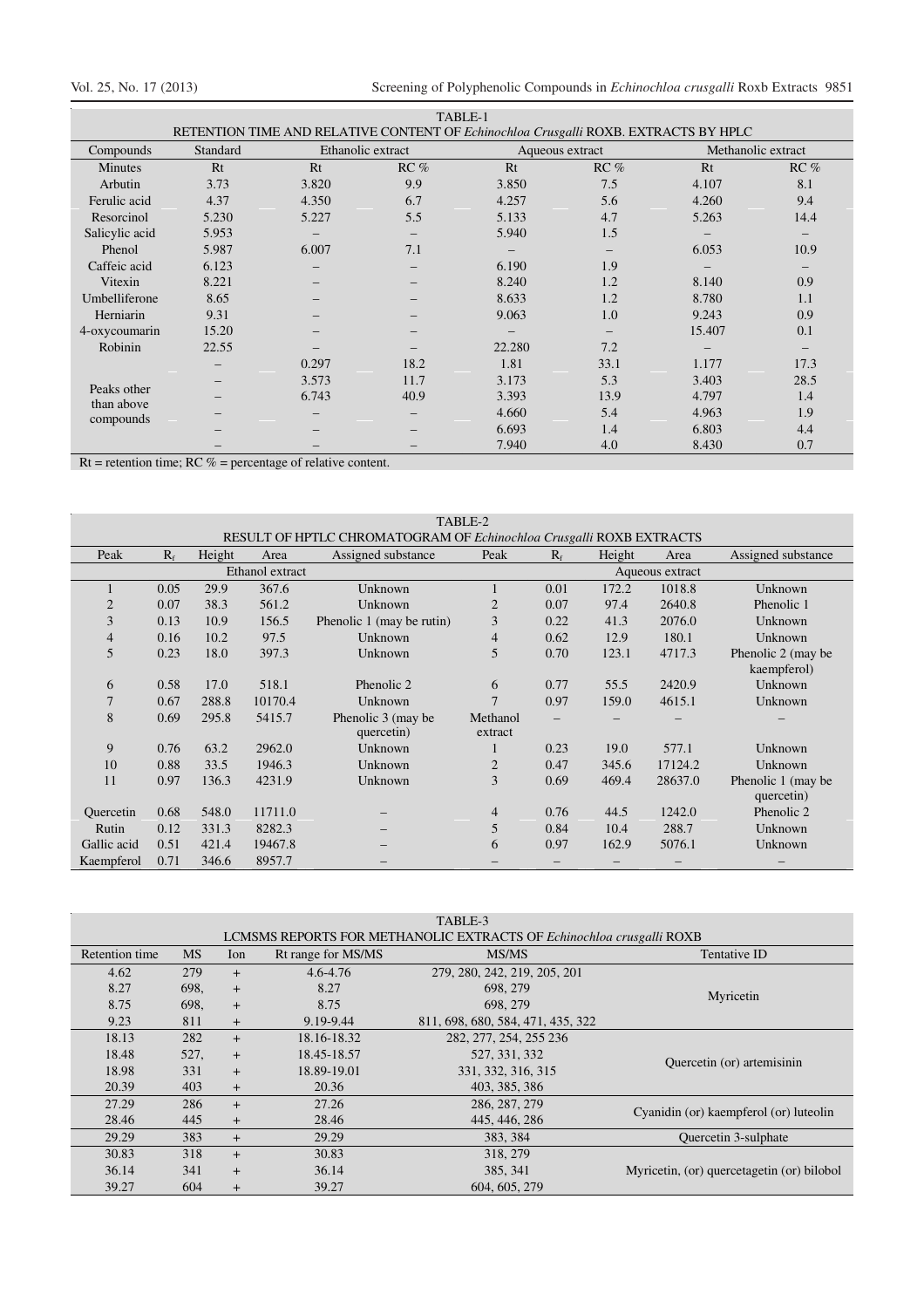TABLE-1
RETENTION TIME AND RELATIVE CONTENT OF *Echinochloa Crusgalli* ROXB. EXTRACTS BY HPLC

| Compounds | Standard | Ethanolic extract | | Aqueous extract | | Methanolic extract | |
|---|---|---|---|---|---|---|---|
| Minutes | Rt | Rt | RC % | Rt | RC % | Rt | RC % |
| Arbutin | 3.73 | 3.820 | 9.9 | 3.850 | 7.5 | 4.107 | 8.1 |
| Ferulic acid | 4.37 | 4.350 | 6.7 | 4.257 | 5.6 | 4.260 | 9.4 |
| Resorcinol | 5.230 | 5.227 | 5.5 | 5.133 | 4.7 | 5.263 | 14.4 |
| Salicylic acid | 5.953 | – | – | 5.940 | 1.5 | – | – |
| Phenol | 5.987 | 6.007 | 7.1 | – | – | 6.053 | 10.9 |
| Caffeic acid | 6.123 | – | – | 6.190 | 1.9 | – | – |
| Vitexin | 8.221 | – | – | 8.240 | 1.2 | 8.140 | 0.9 |
| Umbelliferone | 8.65 | – | – | 8.633 | 1.2 | 8.780 | 1.1 |
| Herniarin | 9.31 | – | – | 9.063 | 1.0 | 9.243 | 0.9 |
| 4-oxycoumarin | 15.20 | – | – | – | – | 15.407 | 0.1 |
| Robinin | 22.55 | – | – | 22.280 | 7.2 | – | – |
| Peaks other than above compounds | – | 0.297 | 18.2 | 1.81 | 33.1 | 1.177 | 17.3 |
| | – | 3.573 | 11.7 | 3.173 | 5.3 | 3.403 | 28.5 |
| | – | 6.743 | 40.9 | 3.393 | 13.9 | 4.797 | 1.4 |
| | – | – | – | 4.660 | 5.4 | 4.963 | 1.9 |
| | – | – | – | 6.693 | 1.4 | 6.803 | 4.4 |
| | – | – | – | 7.940 | 4.0 | 8.430 | 0.7 |

Rt = retention time; RC % = percentage of relative content.

TABLE-2
RESULT OF HPTLC CHROMATOGRAM OF *Echinochloa Crusgalli* ROXB EXTRACTS

| Peak | $R_f$ | Height | Area | Assigned substance | Peak | $R_f$ | Height | Area | Assigned substance |
|---|---|---|---|---|---|---|---|---|---|
| Ethanol extract | | | | | Aqueous extract | | | | |
| 1 | 0.05 | 29.9 | 367.6 | Unknown | 1 | 0.01 | 172.2 | 1018.8 | Unknown |
| 2 | 0.07 | 38.3 | 561.2 | Unknown | 2 | 0.07 | 97.4 | 2640.8 | Phenolic 1 |
| 3 | 0.13 | 10.9 | 156.5 | Phenolic 1 (may be rutin) | 3 | 0.22 | 41.3 | 2076.0 | Unknown |
| 4 | 0.16 | 10.2 | 97.5 | Unknown | 4 | 0.62 | 12.9 | 180.1 | Unknown |
| 5 | 0.23 | 18.0 | 397.3 | Unknown | 5 | 0.70 | 123.1 | 4717.3 | Phenolic 2 (may be kaempferol) |
| 6 | 0.58 | 17.0 | 518.1 | Phenolic 2 | 6 | 0.77 | 55.5 | 2420.9 | Unknown |
| 7 | 0.67 | 288.8 | 10170.4 | Unknown | 7 | 0.97 | 159.0 | 4615.1 | Unknown |
| 8 | 0.69 | 295.8 | 5415.7 | Phenolic 3 (may be quercetin) | Methanol extract | – | – | – | – |
| 9 | 0.76 | 63.2 | 2962.0 | Unknown | 1 | 0.23 | 19.0 | 577.1 | Unknown |
| 10 | 0.88 | 33.5 | 1946.3 | Unknown | 2 | 0.47 | 345.6 | 17124.2 | Unknown |
| 11 | 0.97 | 136.3 | 4231.9 | Unknown | 3 | 0.69 | 469.4 | 28637.0 | Phenolic 1 (may be quercetin) |
| Quercetin | 0.68 | 548.0 | 11711.0 | – | 4 | 0.76 | 44.5 | 1242.0 | Phenolic 2 |
| Rutin | 0.12 | 331.3 | 8282.3 | – | 5 | 0.84 | 10.4 | 288.7 | Unknown |
| Gallic acid | 0.51 | 421.4 | 19467.8 | – | 6 | 0.97 | 162.9 | 5076.1 | Unknown |
| Kaempferol | 0.71 | 346.6 | 8957.7 | – | – | – | – | – | – |

TABLE-3
LCMSMS REPORTS FOR METHANOLIC EXTRACTS OF *Echinochloa crusgalli* ROXB

| Retention time | MS | Ion | Rt range for MS/MS | MS/MS | Tentative ID |
|---|---|---|---|---|---|
| 4.62 | 279 | + | 4.6-4.76 | 279, 280, 242, 219, 205, 201 | Myricetin |
| 8.27 | 698, | + | 8.27 | 698, 279 | |
| 8.75 | 698, | + | 8.75 | 698, 279 | |
| 9.23 | 811 | + | 9.19-9.44 | 811, 698, 680, 584, 471, 435, 322 | |
| 18.13 | 282 | + | 18.16-18.32 | 282, 277, 254, 255 236 | Quercetin (or) artemisinin |
| 18.48 | 527, | + | 18.45-18.57 | 527, 331, 332 | |
| 18.98 | 331 | + | 18.89-19.01 | 331, 332, 316, 315 | |
| 20.39 | 403 | + | 20.36 | 403, 385, 386 | |
| 27.29 | 286 | + | 27.26 | 286, 287, 279 | Cyanidin (or) kaempferol (or) luteolin |
| 28.46 | 445 | + | 28.46 | 445, 446, 286 | |
| 29.29 | 383 | + | 29.29 | 383, 384 | Quercetin 3-sulphate |
| 30.83 | 318 | + | 30.83 | 318, 279 | Myricetin, (or) quercetagetin (or) bilobol |
| 36.14 | 341 | + | 36.14 | 385, 341 | |
| 39.27 | 604 | + | 39.27 | 604, 605, 279 | |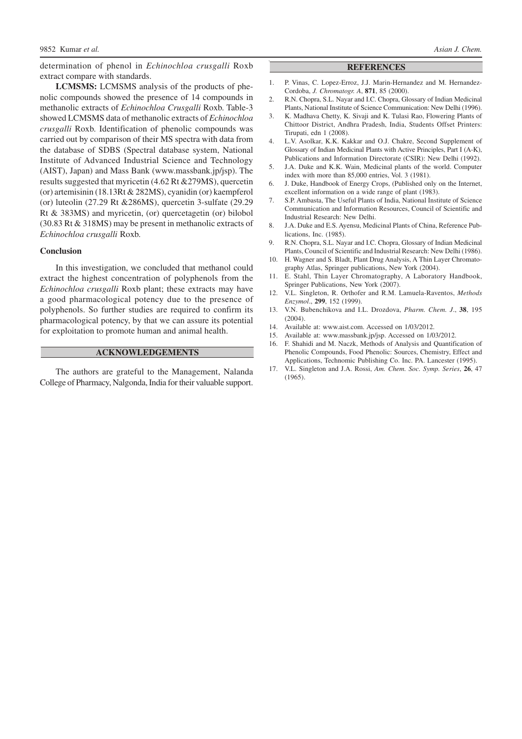determination of phenol in *Echinochloa crusgalli* Roxb extract compare with standards.

**LCMSMS:** LCMSMS analysis of the products of phenolic compounds showed the presence of 14 compounds in methanolic extracts of *Echinochloa Crusgalli* Roxb. Table-3 showed LCMSMS data of methanolic extracts of *Echinochloa crusgalli* Roxb. Identification of phenolic compounds was carried out by comparison of their MS spectra with data from the database of SDBS (Spectral database system, National Institute of Advanced Industrial Science and Technology (AIST), Japan) and Mass Bank (www.massbank.jp/jsp). The results suggested that myricetin (4.62 Rt &279MS), quercetin (or) artemisinin (18.13Rt & 282MS), cyanidin (or) kaempferol (or) luteolin (27.29 Rt &286MS), quercetin 3-sulfate (29.29 Rt & 383MS) and myricetin, (or) quercetagetin (or) bilobol (30.83 Rt & 318MS) may be present in methanolic extracts of *Echinochloa crusgalli* Roxb.

## Conclusion

In this investigation, we concluded that methanol could extract the highest concentration of polyphenols from the *Echinochloa crusgalli* Roxb plant; these extracts may have a good pharmacological potency due to the presence of polyphenols. So further studies are required to confirm its pharmacological potency, by that we can assure its potential for exploitation to promote human and animal health.

## ACKNOWLEDGEMENTS

The authors are grateful to the Management, Nalanda College of Pharmacy, Nalgonda, India for their valuable support.

## REFERENCES

1. P. Vinas, C. Lopez-Erroz, J.J. Marin-Hernandez and M. Hernandez-Cordoba, *J. Chromatogr. A*, **871**, 85 (2000).
2. R.N. Chopra, S.L. Nayar and I.C. Chopra, Glossary of Indian Medicinal Plants, National Institute of Science Communication: New Delhi (1996).
3. K. Madhava Chetty, K. Sivaji and K. Tulasi Rao, Flowering Plants of Chittoor District, Andhra Pradesh, India, Students Offset Printers: Tirupati, edn 1 (2008).
4. L.V. Asolkar, K.K. Kakkar and O.J. Chakre, Second Supplement of Glossary of Indian Medicinal Plants with Active Principles, Part I (A-K), Publications and Information Directorate (CSIR): New Delhi (1992).
5. J.A. Duke and K.K. Wain, Medicinal plants of the world. Computer index with more than 85,000 entries, Vol. 3 (1981).
6. J. Duke, Handbook of Energy Crops, (Published only on the Internet, excellent information on a wide range of plant (1983).
7. S.P. Ambasta, The Useful Plants of India, National Institute of Science Communication and Information Resources, Council of Scientific and Industrial Research: New Delhi.
8. J.A. Duke and E.S. Ayensu, Medicinal Plants of China, Reference Publications, Inc. (1985).
9. R.N. Chopra, S.L. Nayar and I.C. Chopra, Glossary of Indian Medicinal Plants, Council of Scientific and Industrial Research: New Delhi (1986).
10. H. Wagner and S. Bladt, Plant Drug Analysis, A Thin Layer Chromatography Atlas, Springer publications, New York (2004).
11. E. Stahl, Thin Layer Chromatography, A Laboratory Handbook, Springer Publications, New York (2007).
12. V.L. Singleton, R. Orthofer and R.M. Lamuela-Raventos, *Methods Enzymol*., **299**, 152 (1999).
13. V.N. Bubenchikova and I.L. Drozdova, *Pharm. Chem. J*., **38**, 195 (2004).
14. Available at: www.aist.com. Accessed on 1/03/2012.
15. Available at: www.massbank.jp/jsp. Accessed on 1/03/2012.
16. F. Shahidi and M. Naczk, Methods of Analysis and Quantification of Phenolic Compounds, Food Phenolic: Sources, Chemistry, Effect and Applications, Technomic Publishing Co. Inc. PA. Lancester (1995).
17. V.L. Singleton and J.A. Rossi, *Am. Chem. Soc. Symp. Series*, **26**, 47 (1965).